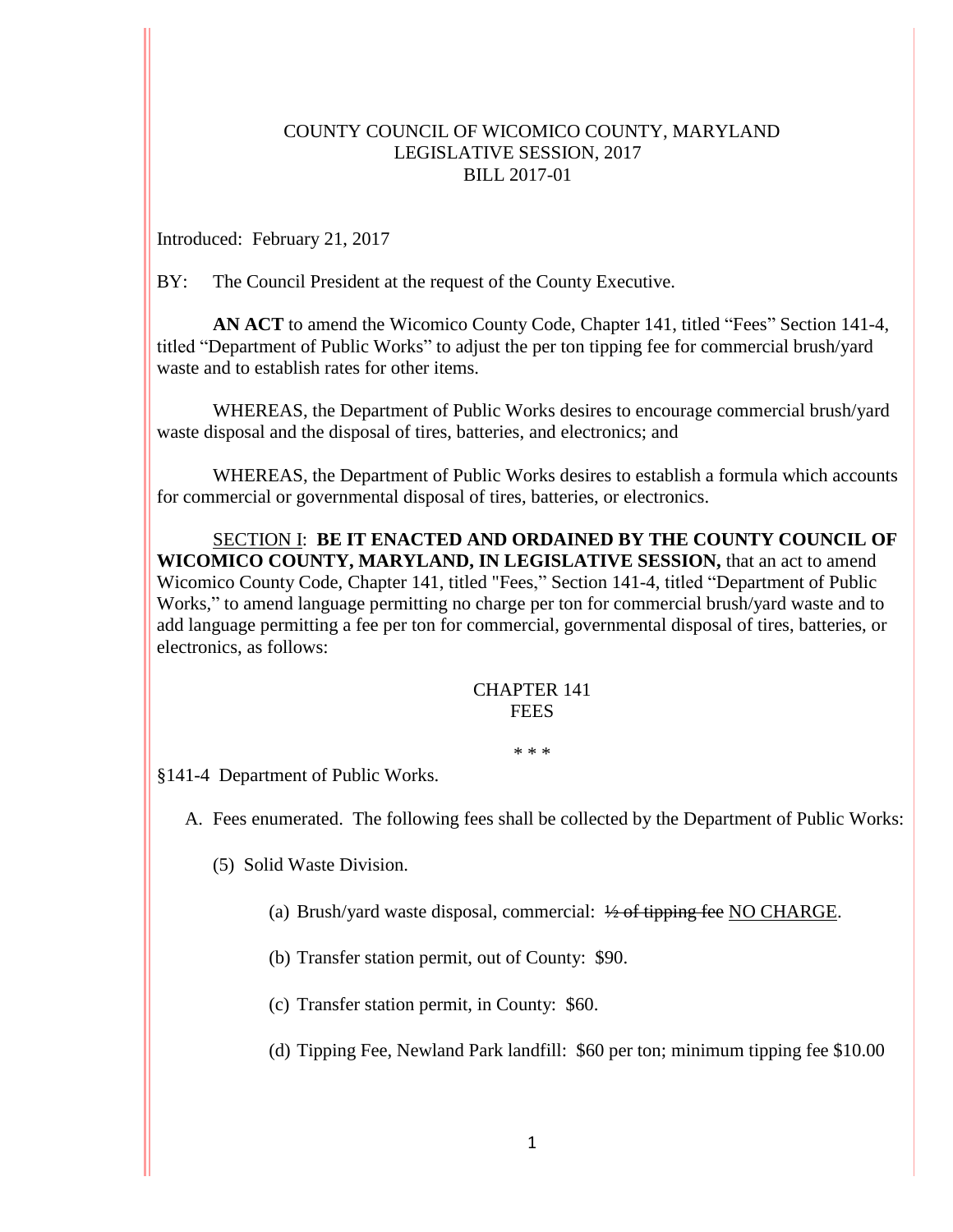COUNTY COUNCIL OF WICOMICO COUNTY, MARYLAND
LEGISLATIVE SESSION, 2017
BILL 2017-01

Introduced: February 21, 2017

BY: The Council President at the request of the County Executive.

**AN ACT** to amend the Wicomico County Code, Chapter 141, titled "Fees" Section 141-4, titled "Department of Public Works" to adjust the per ton tipping fee for commercial brush/yard waste and to establish rates for other items.

WHEREAS, the Department of Public Works desires to encourage commercial brush/yard waste disposal and the disposal of tires, batteries, and electronics; and

WHEREAS, the Department of Public Works desires to establish a formula which accounts for commercial or governmental disposal of tires, batteries, or electronics.

<u>SECTION I</u>: **BE IT ENACTED AND ORDAINED BY THE COUNTY COUNCIL OF WICOMICO COUNTY, MARYLAND, IN LEGISLATIVE SESSION,** that an act to amend Wicomico County Code, Chapter 141, titled "Fees," Section 141-4, titled "Department of Public Works," to amend language permitting no charge per ton for commercial brush/yard waste and to add language permitting a fee per ton for commercial, governmental disposal of tires, batteries, or electronics, as follows:

CHAPTER 141
FEES

\* \* \*

§141-4 Department of Public Works.

A. Fees enumerated. The following fees shall be collected by the Department of Public Works:

(5) Solid Waste Division.

(a) Brush/yard waste disposal, commercial: ~~½ of tipping fee~~ <u>NO CHARGE</u>.

(b) Transfer station permit, out of County: $90.

(c) Transfer station permit, in County: $60.

(d) Tipping Fee, Newland Park landfill: $60 per ton; minimum tipping fee $10.00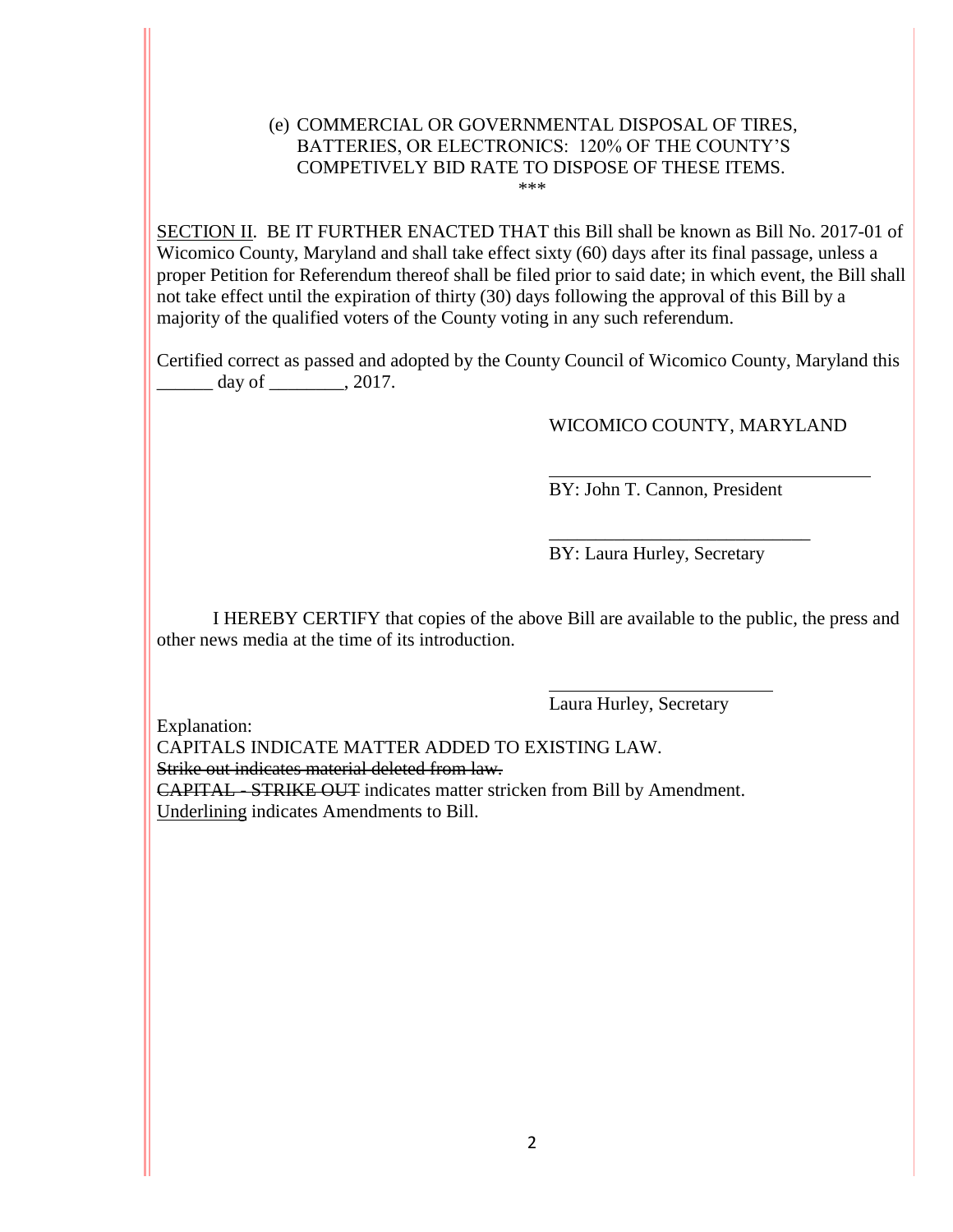(e) COMMERCIAL OR GOVERNMENTAL DISPOSAL OF TIRES, BATTERIES, OR ELECTRONICS: 120% OF THE COUNTY'S COMPETIVELY BID RATE TO DISPOSE OF THESE ITEMS.

\*\*\*

<u>SECTION II</u>. BE IT FURTHER ENACTED THAT this Bill shall be known as Bill No. 2017-01 of Wicomico County, Maryland and shall take effect sixty (60) days after its final passage, unless a proper Petition for Referendum thereof shall be filed prior to said date; in which event, the Bill shall not take effect until the expiration of thirty (30) days following the approval of this Bill by a majority of the qualified voters of the County voting in any such referendum.

Certified correct as passed and adopted by the County Council of Wicomico County, Maryland this ______ day of ________, 2017.

WICOMICO COUNTY, MARYLAND

___________________________________

BY: John T. Cannon, President

___________________________________

BY: Laura Hurley, Secretary

I HEREBY CERTIFY that copies of the above Bill are available to the public, the press and other news media at the time of its introduction.

___________________________________

Laura Hurley, Secretary

Explanation:
CAPITALS INDICATE MATTER ADDED TO EXISTING LAW.
~~Strike out indicates material deleted from law.~~
~~CAPITAL - STRIKE OUT~~ indicates matter stricken from Bill by Amendment.
<u>Underlining</u> indicates Amendments to Bill.